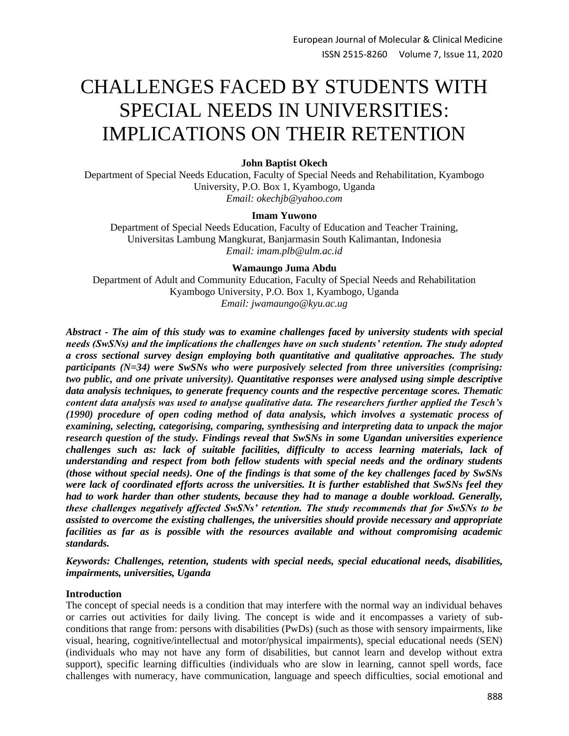# CHALLENGES FACED BY STUDENTS WITH SPECIAL NEEDS IN UNIVERSITIES: IMPLICATIONS ON THEIR RETENTION

**John Baptist Okech**

Department of Special Needs Education, Faculty of Special Needs and Rehabilitation, Kyambogo University, P.O. Box 1, Kyambogo, Uganda

*Email: okechjb@yahoo.com*

**Imam Yuwono**

Department of Special Needs Education, Faculty of Education and Teacher Training, Universitas Lambung Mangkurat, Banjarmasin South Kalimantan, Indonesia

*Email: imam.plb@ulm.ac.id*

**Wamaungo Juma Abdu**

Department of Adult and Community Education, Faculty of Special Needs and Rehabilitation Kyambogo University, P.O. Box 1, Kyambogo, Uganda

*Email: jwamaungo@kyu.ac.ug*

***Abstract - The aim of this study was to examine challenges faced by university students with special needs (SwSNs) and the implications the challenges have on such students' retention. The study adopted a cross sectional survey design employing both quantitative and qualitative approaches. The study participants (N=34) were SwSNs who were purposively selected from three universities (comprising: two public, and one private university). Quantitative responses were analysed using simple descriptive data analysis techniques, to generate frequency counts and the respective percentage scores. Thematic content data analysis was used to analyse qualitative data. The researchers further applied the Tesch's (1990) procedure of open coding method of data analysis, which involves a systematic process of examining, selecting, categorising, comparing, synthesising and interpreting data to unpack the major research question of the study. Findings reveal that SwSNs in some Ugandan universities experience challenges such as: lack of suitable facilities, difficulty to access learning materials, lack of understanding and respect from both fellow students with special needs and the ordinary students (those without special needs). One of the findings is that some of the key challenges faced by SwSNs were lack of coordinated efforts across the universities. It is further established that SwSNs feel they had to work harder than other students, because they had to manage a double workload. Generally, these challenges negatively affected SwSNs' retention. The study recommends that for SwSNs to be assisted to overcome the existing challenges, the universities should provide necessary and appropriate facilities as far as is possible with the resources available and without compromising academic standards.***

***Keywords: Challenges, retention, students with special needs, special educational needs, disabilities, impairments, universities, Uganda***

## Introduction

The concept of special needs is a condition that may interfere with the normal way an individual behaves or carries out activities for daily living. The concept is wide and it encompasses a variety of sub-conditions that range from: persons with disabilities (PwDs) (such as those with sensory impairments, like visual, hearing, cognitive/intellectual and motor/physical impairments), special educational needs (SEN) (individuals who may not have any form of disabilities, but cannot learn and develop without extra support), specific learning difficulties (individuals who are slow in learning, cannot spell words, face challenges with numeracy, have communication, language and speech difficulties, social emotional and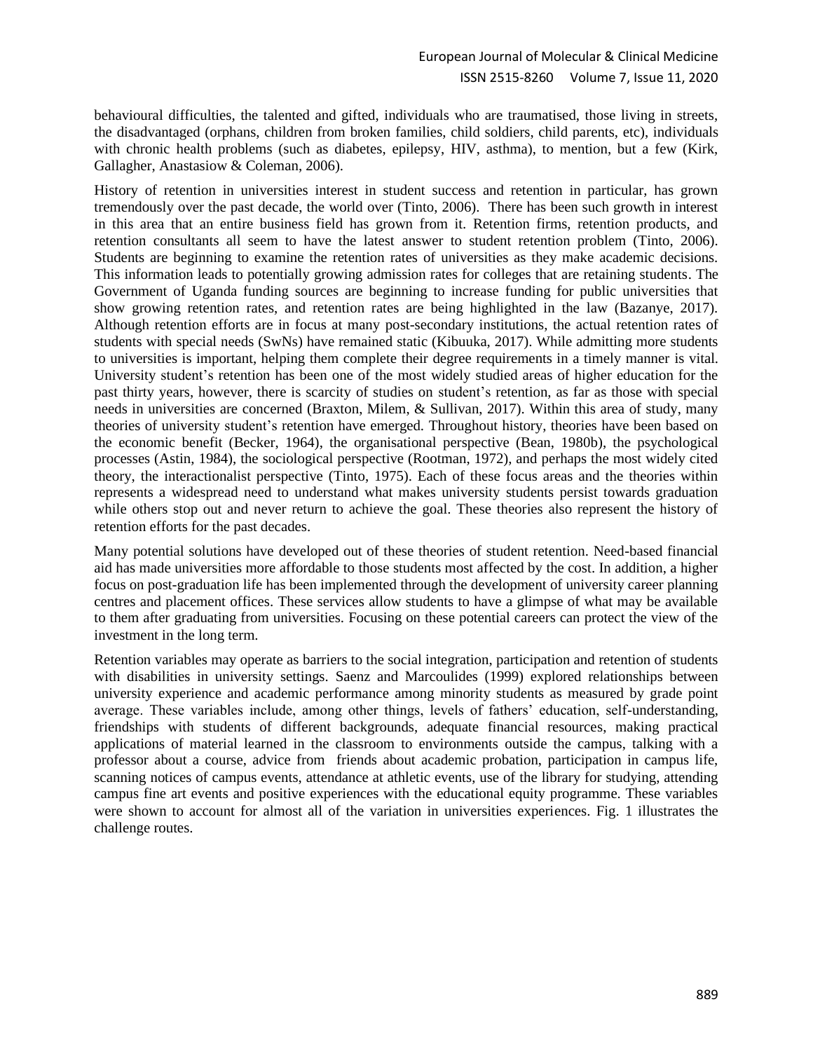behavioural difficulties, the talented and gifted, individuals who are traumatised, those living in streets, the disadvantaged (orphans, children from broken families, child soldiers, child parents, etc), individuals with chronic health problems (such as diabetes, epilepsy, HIV, asthma), to mention, but a few (Kirk, Gallagher, Anastasiow & Coleman, 2006).

History of retention in universities interest in student success and retention in particular, has grown tremendously over the past decade, the world over (Tinto, 2006). There has been such growth in interest in this area that an entire business field has grown from it. Retention firms, retention products, and retention consultants all seem to have the latest answer to student retention problem (Tinto, 2006). Students are beginning to examine the retention rates of universities as they make academic decisions. This information leads to potentially growing admission rates for colleges that are retaining students. The Government of Uganda funding sources are beginning to increase funding for public universities that show growing retention rates, and retention rates are being highlighted in the law (Bazanye, 2017). Although retention efforts are in focus at many post-secondary institutions, the actual retention rates of students with special needs (SwNs) have remained static (Kibuuka, 2017). While admitting more students to universities is important, helping them complete their degree requirements in a timely manner is vital. University student's retention has been one of the most widely studied areas of higher education for the past thirty years, however, there is scarcity of studies on student's retention, as far as those with special needs in universities are concerned (Braxton, Milem, & Sullivan, 2017). Within this area of study, many theories of university student's retention have emerged. Throughout history, theories have been based on the economic benefit (Becker, 1964), the organisational perspective (Bean, 1980b), the psychological processes (Astin, 1984), the sociological perspective (Rootman, 1972), and perhaps the most widely cited theory, the interactionalist perspective (Tinto, 1975). Each of these focus areas and the theories within represents a widespread need to understand what makes university students persist towards graduation while others stop out and never return to achieve the goal. These theories also represent the history of retention efforts for the past decades.

Many potential solutions have developed out of these theories of student retention. Need-based financial aid has made universities more affordable to those students most affected by the cost. In addition, a higher focus on post-graduation life has been implemented through the development of university career planning centres and placement offices. These services allow students to have a glimpse of what may be available to them after graduating from universities. Focusing on these potential careers can protect the view of the investment in the long term.

Retention variables may operate as barriers to the social integration, participation and retention of students with disabilities in university settings. Saenz and Marcoulides (1999) explored relationships between university experience and academic performance among minority students as measured by grade point average. These variables include, among other things, levels of fathers' education, self-understanding, friendships with students of different backgrounds, adequate financial resources, making practical applications of material learned in the classroom to environments outside the campus, talking with a professor about a course, advice from friends about academic probation, participation in campus life, scanning notices of campus events, attendance at athletic events, use of the library for studying, attending campus fine art events and positive experiences with the educational equity programme. These variables were shown to account for almost all of the variation in universities experiences. Fig. 1 illustrates the challenge routes.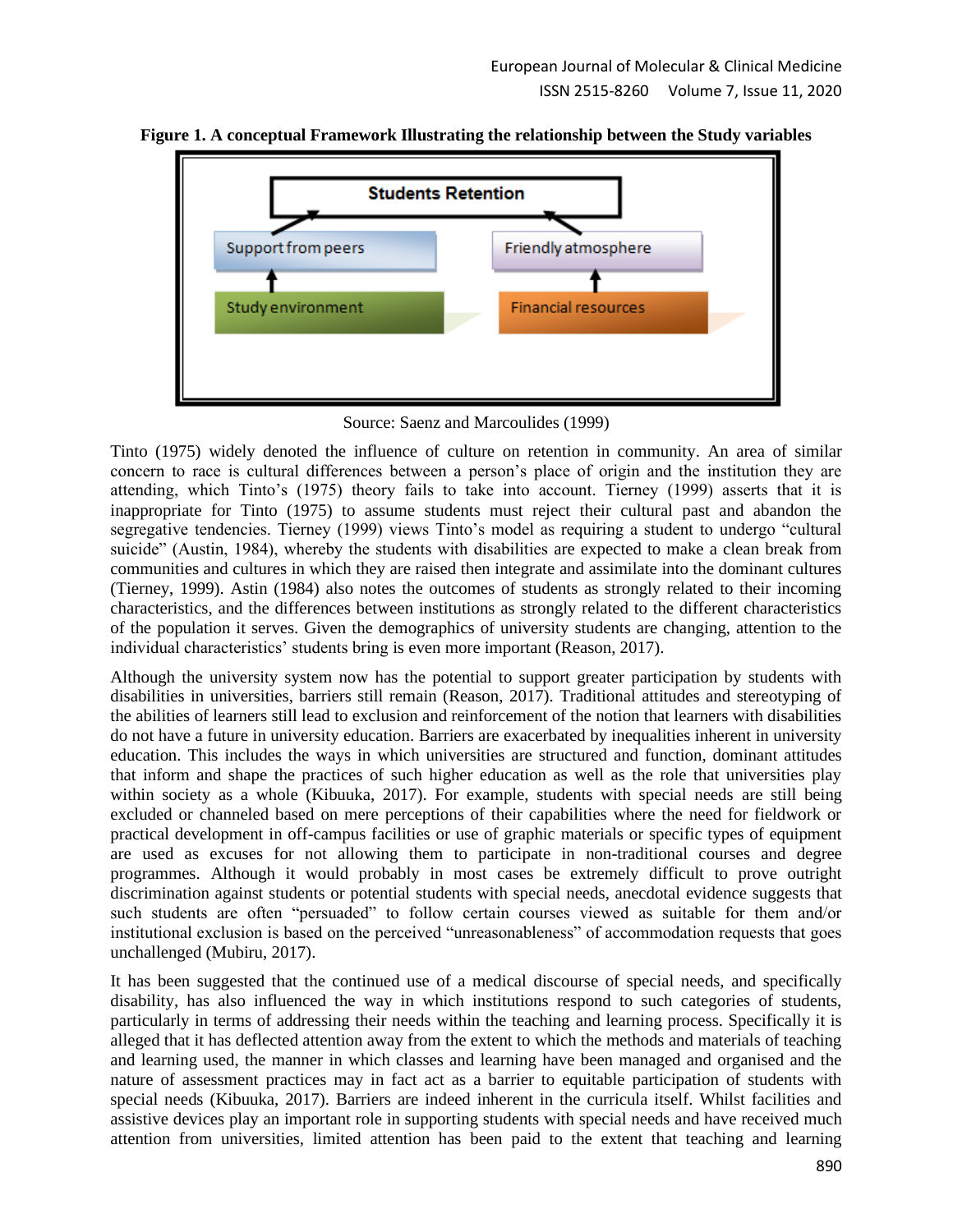**Figure 1. A conceptual Framework Illustrating the relationship between the Study variables**

Source: Saenz and Marcoulides (1999)

Tinto (1975) widely denoted the influence of culture on retention in community. An area of similar concern to race is cultural differences between a person's place of origin and the institution they are attending, which Tinto's (1975) theory fails to take into account. Tierney (1999) asserts that it is inappropriate for Tinto (1975) to assume students must reject their cultural past and abandon the segregative tendencies. Tierney (1999) views Tinto's model as requiring a student to undergo "cultural suicide" (Austin, 1984), whereby the students with disabilities are expected to make a clean break from communities and cultures in which they are raised then integrate and assimilate into the dominant cultures (Tierney, 1999). Astin (1984) also notes the outcomes of students as strongly related to their incoming characteristics, and the differences between institutions as strongly related to the different characteristics of the population it serves. Given the demographics of university students are changing, attention to the individual characteristics' students bring is even more important (Reason, 2017).

Although the university system now has the potential to support greater participation by students with disabilities in universities, barriers still remain (Reason, 2017). Traditional attitudes and stereotyping of the abilities of learners still lead to exclusion and reinforcement of the notion that learners with disabilities do not have a future in university education. Barriers are exacerbated by inequalities inherent in university education. This includes the ways in which universities are structured and function, dominant attitudes that inform and shape the practices of such higher education as well as the role that universities play within society as a whole (Kibuuka, 2017). For example, students with special needs are still being excluded or channeled based on mere perceptions of their capabilities where the need for fieldwork or practical development in off-campus facilities or use of graphic materials or specific types of equipment are used as excuses for not allowing them to participate in non-traditional courses and degree programmes. Although it would probably in most cases be extremely difficult to prove outright discrimination against students or potential students with special needs, anecdotal evidence suggests that such students are often "persuaded" to follow certain courses viewed as suitable for them and/or institutional exclusion is based on the perceived "unreasonableness" of accommodation requests that goes unchallenged (Mubiru, 2017).

It has been suggested that the continued use of a medical discourse of special needs, and specifically disability, has also influenced the way in which institutions respond to such categories of students, particularly in terms of addressing their needs within the teaching and learning process. Specifically it is alleged that it has deflected attention away from the extent to which the methods and materials of teaching and learning used, the manner in which classes and learning have been managed and organised and the nature of assessment practices may in fact act as a barrier to equitable participation of students with special needs (Kibuuka, 2017). Barriers are indeed inherent in the curricula itself. Whilst facilities and assistive devices play an important role in supporting students with special needs and have received much attention from universities, limited attention has been paid to the extent that teaching and learning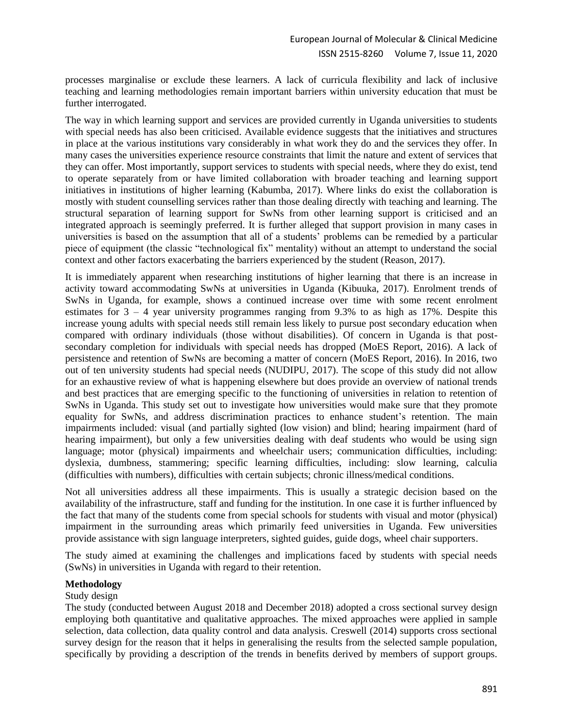processes marginalise or exclude these learners. A lack of curricula flexibility and lack of inclusive teaching and learning methodologies remain important barriers within university education that must be further interrogated.

The way in which learning support and services are provided currently in Uganda universities to students with special needs has also been criticised. Available evidence suggests that the initiatives and structures in place at the various institutions vary considerably in what work they do and the services they offer. In many cases the universities experience resource constraints that limit the nature and extent of services that they can offer. Most importantly, support services to students with special needs, where they do exist, tend to operate separately from or have limited collaboration with broader teaching and learning support initiatives in institutions of higher learning (Kabumba, 2017). Where links do exist the collaboration is mostly with student counselling services rather than those dealing directly with teaching and learning. The structural separation of learning support for SwNs from other learning support is criticised and an integrated approach is seemingly preferred. It is further alleged that support provision in many cases in universities is based on the assumption that all of a students' problems can be remedied by a particular piece of equipment (the classic "technological fix" mentality) without an attempt to understand the social context and other factors exacerbating the barriers experienced by the student (Reason, 2017).

It is immediately apparent when researching institutions of higher learning that there is an increase in activity toward accommodating SwNs at universities in Uganda (Kibuuka, 2017). Enrolment trends of SwNs in Uganda, for example, shows a continued increase over time with some recent enrolment estimates for 3 – 4 year university programmes ranging from 9.3% to as high as 17%. Despite this increase young adults with special needs still remain less likely to pursue post secondary education when compared with ordinary individuals (those without disabilities). Of concern in Uganda is that post-secondary completion for individuals with special needs has dropped (MoES Report, 2016). A lack of persistence and retention of SwNs are becoming a matter of concern (MoES Report, 2016). In 2016, two out of ten university students had special needs (NUDIPU, 2017). The scope of this study did not allow for an exhaustive review of what is happening elsewhere but does provide an overview of national trends and best practices that are emerging specific to the functioning of universities in relation to retention of SwNs in Uganda. This study set out to investigate how universities would make sure that they promote equality for SwNs, and address discrimination practices to enhance student's retention. The main impairments included: visual (and partially sighted (low vision) and blind; hearing impairment (hard of hearing impairment), but only a few universities dealing with deaf students who would be using sign language; motor (physical) impairments and wheelchair users; communication difficulties, including: dyslexia, dumbness, stammering; specific learning difficulties, including: slow learning, calculia (difficulties with numbers), difficulties with certain subjects; chronic illness/medical conditions.

Not all universities address all these impairments. This is usually a strategic decision based on the availability of the infrastructure, staff and funding for the institution. In one case it is further influenced by the fact that many of the students come from special schools for students with visual and motor (physical) impairment in the surrounding areas which primarily feed universities in Uganda. Few universities provide assistance with sign language interpreters, sighted guides, guide dogs, wheel chair supporters.

The study aimed at examining the challenges and implications faced by students with special needs (SwNs) in universities in Uganda with regard to their retention.

## Methodology

### Study design

The study (conducted between August 2018 and December 2018) adopted a cross sectional survey design employing both quantitative and qualitative approaches. The mixed approaches were applied in sample selection, data collection, data quality control and data analysis. Creswell (2014) supports cross sectional survey design for the reason that it helps in generalising the results from the selected sample population, specifically by providing a description of the trends in benefits derived by members of support groups.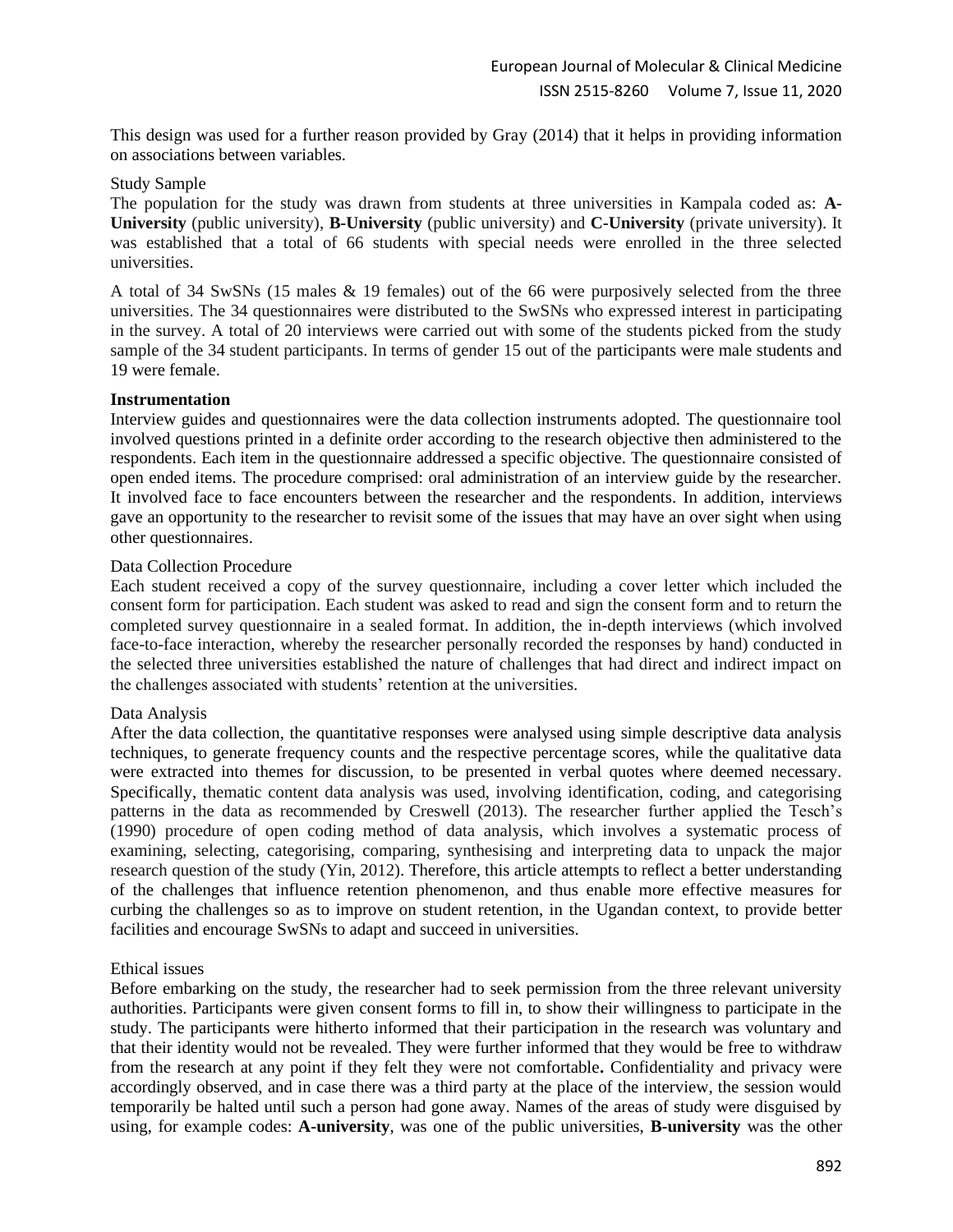This design was used for a further reason provided by Gray (2014) that it helps in providing information on associations between variables.

### Study Sample

The population for the study was drawn from students at three universities in Kampala coded as: **A-University** (public university), **B-University** (public university) and **C-University** (private university). It was established that a total of 66 students with special needs were enrolled in the three selected universities.

A total of 34 SwSNs (15 males & 19 females) out of the 66 were purposively selected from the three universities. The 34 questionnaires were distributed to the SwSNs who expressed interest in participating in the survey. A total of 20 interviews were carried out with some of the students picked from the study sample of the 34 student participants. In terms of gender 15 out of the participants were male students and 19 were female.

### **Instrumentation**

Interview guides and questionnaires were the data collection instruments adopted. The questionnaire tool involved questions printed in a definite order according to the research objective then administered to the respondents. Each item in the questionnaire addressed a specific objective. The questionnaire consisted of open ended items. The procedure comprised: oral administration of an interview guide by the researcher. It involved face to face encounters between the researcher and the respondents. In addition, interviews gave an opportunity to the researcher to revisit some of the issues that may have an over sight when using other questionnaires.

### Data Collection Procedure

Each student received a copy of the survey questionnaire, including a cover letter which included the consent form for participation. Each student was asked to read and sign the consent form and to return the completed survey questionnaire in a sealed format. In addition, the in-depth interviews (which involved face-to-face interaction, whereby the researcher personally recorded the responses by hand) conducted in the selected three universities established the nature of challenges that had direct and indirect impact on the challenges associated with students' retention at the universities.

### Data Analysis

After the data collection, the quantitative responses were analysed using simple descriptive data analysis techniques, to generate frequency counts and the respective percentage scores, while the qualitative data were extracted into themes for discussion, to be presented in verbal quotes where deemed necessary. Specifically, thematic content data analysis was used, involving identification, coding, and categorising patterns in the data as recommended by Creswell (2013). The researcher further applied the Tesch's (1990) procedure of open coding method of data analysis, which involves a systematic process of examining, selecting, categorising, comparing, synthesising and interpreting data to unpack the major research question of the study (Yin, 2012). Therefore, this article attempts to reflect a better understanding of the challenges that influence retention phenomenon, and thus enable more effective measures for curbing the challenges so as to improve on student retention, in the Ugandan context, to provide better facilities and encourage SwSNs to adapt and succeed in universities.

### Ethical issues

Before embarking on the study, the researcher had to seek permission from the three relevant university authorities. Participants were given consent forms to fill in, to show their willingness to participate in the study. The participants were hitherto informed that their participation in the research was voluntary and that their identity would not be revealed. They were further informed that they would be free to withdraw from the research at any point if they felt they were not comfortable**.** Confidentiality and privacy were accordingly observed, and in case there was a third party at the place of the interview, the session would temporarily be halted until such a person had gone away. Names of the areas of study were disguised by using, for example codes: **A-university**, was one of the public universities, **B-university** was the other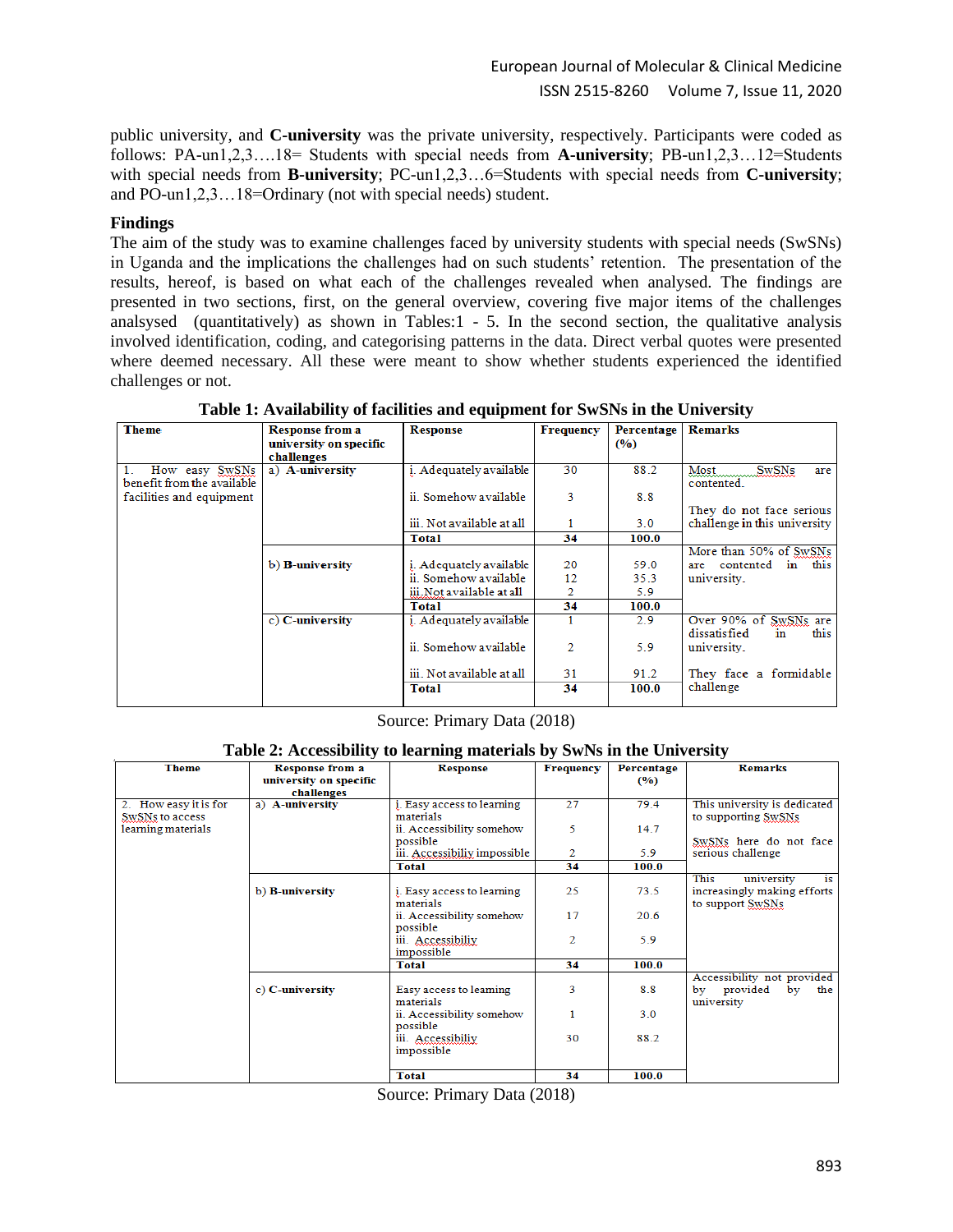public university, and **C-university** was the private university, respectively. Participants were coded as follows: PA-un1,2,3….18= Students with special needs from **A-university**; PB-un1,2,3…12=Students with special needs from **B-university**; PC-un1,2,3…6=Students with special needs from **C-university**; and PO-un1,2,3…18=Ordinary (not with special needs) student.

## Findings

The aim of the study was to examine challenges faced by university students with special needs (SwSNs) in Uganda and the implications the challenges had on such students' retention. The presentation of the results, hereof, is based on what each of the challenges revealed when analysed. The findings are presented in two sections, first, on the general overview, covering five major items of the challenges analsysed (quantitatively) as shown in Tables:1 - 5. In the second section, the qualitative analysis involved identification, coding, and categorising patterns in the data. Direct verbal quotes were presented where deemed necessary. All these were meant to show whether students experienced the identified challenges or not.

**Table 1: Availability of facilities and equipment for SwSNs in the University**

| Theme | Response from a university on specific challenges | Response | Frequency | Percentage (%) | Remarks |
|---|---|---|---|---|---|
| 1. How easy SwSNs benefit from the available facilities and equipment | a) A-university | i. Adequately available | 30 | 88.2 | Most SwSNs are contented. |
| | | ii. Somehow available | 3 | 8.8 | They do not face serious challenge in this university |
| | | iii. Not available at all | 1 | 3.0 | |
| | | **Total** | **34** | **100.0** | |
| | b) B-university | i. Adequately available | 20 | 59.0 | More than 50% of SwSNs are contented in this university. |
| | | ii. Somehow available | 12 | 35.3 | |
| | | iii. Not available at all | 2 | 5.9 | |
| | | **Total** | **34** | **100.0** | |
| | c) C-university | i. Adequately available | 1 | 2.9 | Over 90% of SwSNs are dissatisfied in this university. |
| | | ii. Somehow available | 2 | 5.9 | |
| | | iii. Not available at all | 31 | 91.2 | They face a formidable challenge |
| | | **Total** | **34** | **100.0** | |

Source: Primary Data (2018)

**Table 2: Accessibility to learning materials by SwNs in the University**

| Theme | Response from a university on specific challenges | Response | Frequency | Percentage (%) | Remarks |
|---|---|---|---|---|---|
| 2. How easy it is for SwSNs to access learning materials | a) A-university | i. Easy access to learning materials | 27 | 79.4 | This university is dedicated to supporting SwSNs |
| | | ii. Accessibility somehow possible | 5 | 14.7 | SwSNs here do not face serious challenge |
| | | iii. Accessibiliy impossible | 2 | 5.9 | |
| | | **Total** | **34** | **100.0** | |
| | b) B-university | i. Easy access to learning materials | 25 | 73.5 | This university is increasingly making efforts to support SwSNs |
| | | ii. Accessibility somehow possible | 17 | 20.6 | |
| | | iii. Accessibiliy impossible | 2 | 5.9 | |
| | | **Total** | **34** | **100.0** | |
| | c) C-university | Easy access to learning materials | 3 | 8.8 | Accessibility not provided by provided by the university |
| | | ii. Accessibility somehow possible | 1 | 3.0 | |
| | | iii. Accessibiliy impossible | 30 | 88.2 | |
| | | **Total** | **34** | **100.0** | |

Source: Primary Data (2018)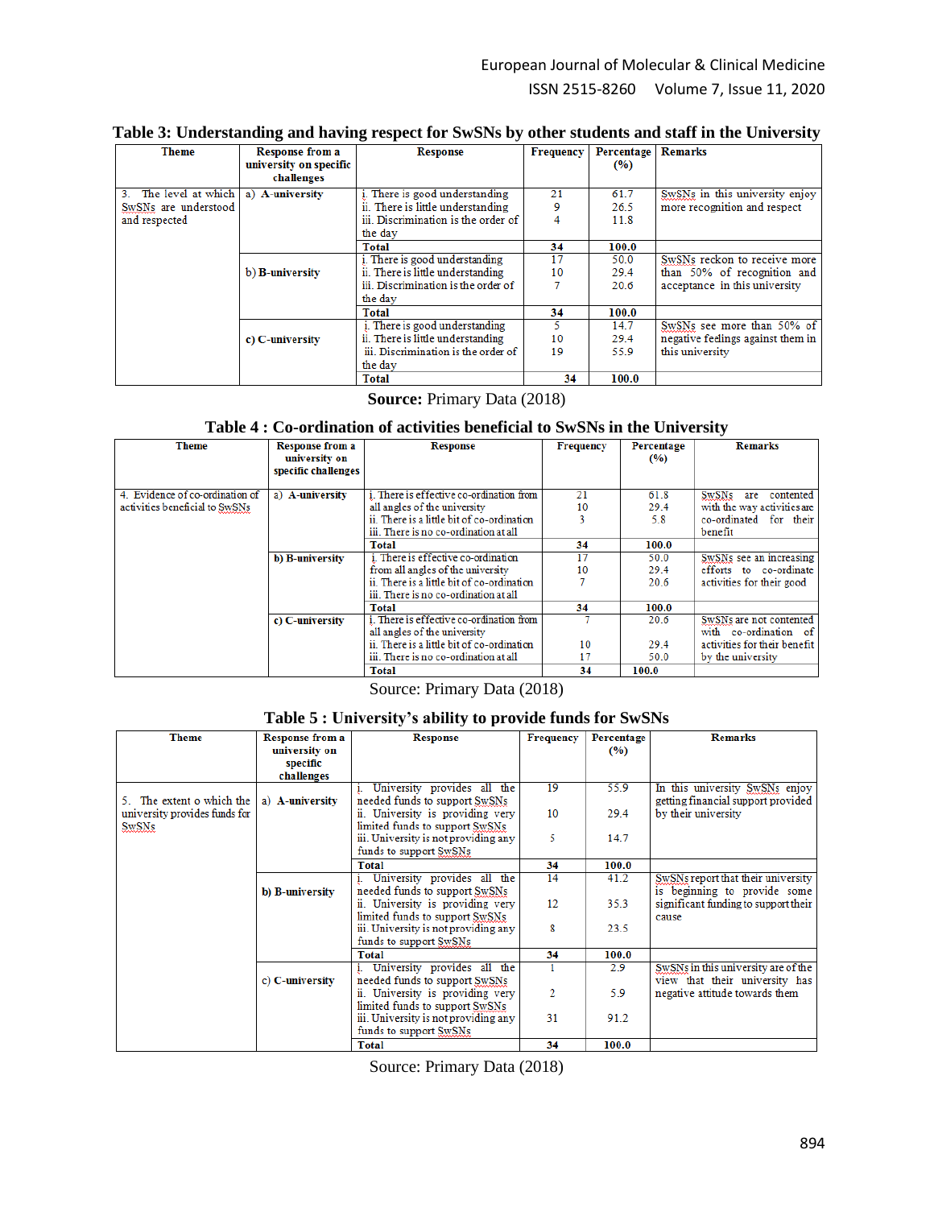**Table 3: Understanding and having respect for SwSNs by other students and staff in the University**

| Theme | Response from a university on specific challenges | Response | Frequency | Percentage (%) | Remarks |
|---|---|---|---|---|---|
| 3. The level at which SwSNs are understood and respected | a) A-university | i. There is good understanding<br>ii. There is little understanding<br>iii. Discrimination is the order of the day | 21<br>9<br>4 | 61.7<br>26.5<br>11.8 | SwSNs in this university enjoy more recognition and respect |
| | | **Total** | **34** | **100.0** | |
| | b) B-university | i. There is good understanding<br>ii. There is little understanding<br>iii. Discrimination is the order of the day | 17<br>10<br>7 | 50.0<br>29.4<br>20.6 | SwSNs reckon to receive more than 50% of recognition and acceptance in this university |
| | | **Total** | **34** | **100.0** | |
| | c) C-university | i. There is good understanding<br>ii. There is little understanding<br>iii. Discrimination is the order of the day | 5<br>10<br>19 | 14.7<br>29.4<br>55.9 | SwSNs see more than 50% of negative feelings against them in this university |
| | | **Total** | **34** | **100.0** | |

**Source:** Primary Data (2018)

**Table 4 : Co-ordination of activities beneficial to SwSNs in the University**

| Theme | Response from a university on specific challenges | Response | Frequency | Percentage (%) | Remarks |
|---|---|---|---|---|---|
| 4. Evidence of co-ordination of activities beneficial to SwSNs | a) A-university | i. There is effective co-ordination from all angles of the university<br>ii. There is a little bit of co-ordination<br>iii. There is no co-ordination at all | 21<br>10<br>3 | 61.8<br>29.4<br>5.8 | SwSNs are contented with the way activities are co-ordinated for their benefit |
| | | **Total** | **34** | **100.0** | |
| | b) B-university | i. There is effective co-ordination from all angles of the university<br>ii. There is a little bit of co-ordination<br>iii. There is no co-ordination at all | 17<br>10<br>7 | 50.0<br>29.4<br>20.6 | SwSNs see an increasing efforts to co-ordinate activities for their good |
| | | **Total** | **34** | **100.0** | |
| | c) C-university | i. There is effective co-ordination from all angles of the university<br>ii. There is a little bit of co-ordination<br>iii. There is no co-ordination at all | 7<br>10<br>17 | 20.6<br>29.4<br>50.0 | SwSNs are not contented with co-ordination of activities for their benefit by the university |
| | | **Total** | **34** | **100.0** | |

Source: Primary Data (2018)

**Table 5 : University's ability to provide funds for SwSNs**

| Theme | Response from a university on specific challenges | Response | Frequency | Percentage (%) | Remarks |
|---|---|---|---|---|---|
| 5. The extent o which the university provides funds for SwSNs | a) A-university | i. University provides all the needed funds to support SwSNs<br>ii. University is providing very limited funds to support SwSNs<br>iii. University is not providing any funds to support SwSNs | 19<br>10<br>5 | 55.9<br>29.4<br>14.7 | In this university SwSNs enjoy getting financial support provided by their university |
| | | **Total** | **34** | **100.0** | |
| | b) B-university | i. University provides all the needed funds to support SwSNs<br>ii. University is providing very limited funds to support SwSNs<br>iii. University is not providing any funds to support SwSNs | 14<br>12<br>8 | 41.2<br>35.3<br>23.5 | SwSNs report that their university is beginning to provide some significant funding to support their cause |
| | | **Total** | **34** | **100.0** | |
| | c) C-university | i. University provides all the needed funds to support SwSNs<br>ii. University is providing very limited funds to support SwSNs<br>iii. University is not providing any funds to support SwSNs | 1<br>2<br>31 | 2.9<br>5.9<br>91.2 | SwSNs in this university are of the view that their university has negative attitude towards them |
| | | **Total** | **34** | **100.0** | |

Source: Primary Data (2018)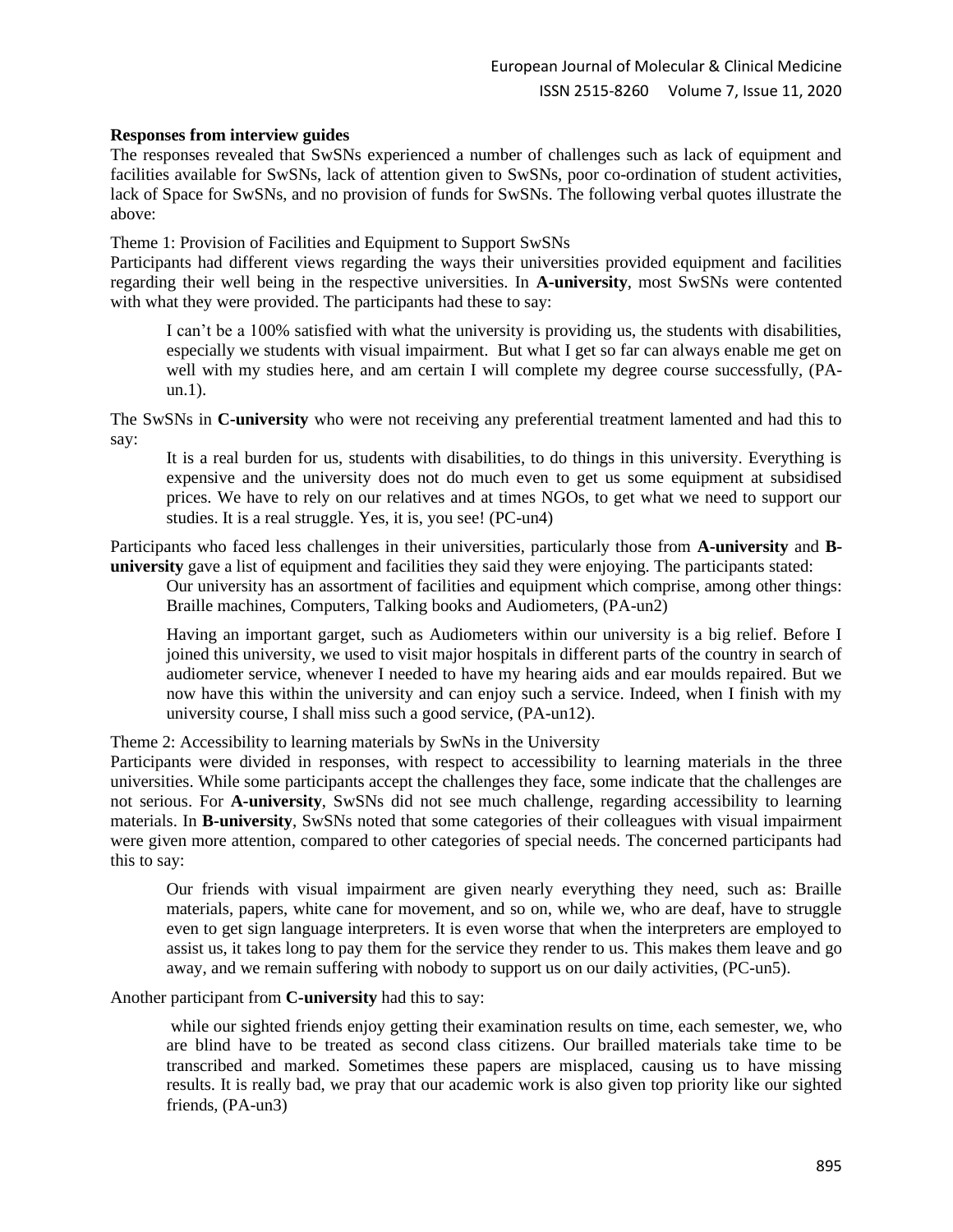**Responses from interview guides**

The responses revealed that SwSNs experienced a number of challenges such as lack of equipment and facilities available for SwSNs, lack of attention given to SwSNs, poor co-ordination of student activities, lack of Space for SwSNs, and no provision of funds for SwSNs. The following verbal quotes illustrate the above:

Theme 1: Provision of Facilities and Equipment to Support SwSNs

Participants had different views regarding the ways their universities provided equipment and facilities regarding their well being in the respective universities. In **A-university**, most SwSNs were contented with what they were provided. The participants had these to say:

> I can't be a 100% satisfied with what the university is providing us, the students with disabilities, especially we students with visual impairment. But what I get so far can always enable me get on well with my studies here, and am certain I will complete my degree course successfully, (PA-un.1).

The SwSNs in **C-university** who were not receiving any preferential treatment lamented and had this to say:

> It is a real burden for us, students with disabilities, to do things in this university. Everything is expensive and the university does not do much even to get us some equipment at subsidised prices. We have to rely on our relatives and at times NGOs, to get what we need to support our studies. It is a real struggle. Yes, it is, you see! (PC-un4)

Participants who faced less challenges in their universities, particularly those from **A-university** and **B-university** gave a list of equipment and facilities they said they were enjoying. The participants stated:

> Our university has an assortment of facilities and equipment which comprise, among other things: Braille machines, Computers, Talking books and Audiometers, (PA-un2)

> Having an important garget, such as Audiometers within our university is a big relief. Before I joined this university, we used to visit major hospitals in different parts of the country in search of audiometer service, whenever I needed to have my hearing aids and ear moulds repaired. But we now have this within the university and can enjoy such a service. Indeed, when I finish with my university course, I shall miss such a good service, (PA-un12).

Theme 2: Accessibility to learning materials by SwNs in the University

Participants were divided in responses, with respect to accessibility to learning materials in the three universities. While some participants accept the challenges they face, some indicate that the challenges are not serious. For **A-university**, SwSNs did not see much challenge, regarding accessibility to learning materials. In **B-university**, SwSNs noted that some categories of their colleagues with visual impairment were given more attention, compared to other categories of special needs. The concerned participants had this to say:

> Our friends with visual impairment are given nearly everything they need, such as: Braille materials, papers, white cane for movement, and so on, while we, who are deaf, have to struggle even to get sign language interpreters. It is even worse that when the interpreters are employed to assist us, it takes long to pay them for the service they render to us. This makes them leave and go away, and we remain suffering with nobody to support us on our daily activities, (PC-un5).

Another participant from **C-university** had this to say:

> while our sighted friends enjoy getting their examination results on time, each semester, we, who are blind have to be treated as second class citizens. Our brailled materials take time to be transcribed and marked. Sometimes these papers are misplaced, causing us to have missing results. It is really bad, we pray that our academic work is also given top priority like our sighted friends, (PA-un3)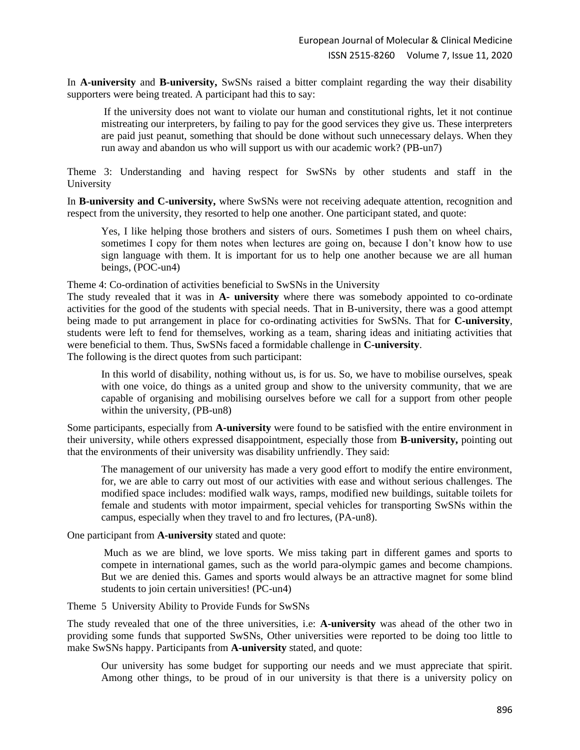In **A-university** and **B-university,** SwSNs raised a bitter complaint regarding the way their disability supporters were being treated. A participant had this to say:

> If the university does not want to violate our human and constitutional rights, let it not continue mistreating our interpreters, by failing to pay for the good services they give us. These interpreters are paid just peanut, something that should be done without such unnecessary delays. When they run away and abandon us who will support us with our academic work? (PB-un7)

Theme 3: Understanding and having respect for SwSNs by other students and staff in the University

In **B-university and C-university,** where SwSNs were not receiving adequate attention, recognition and respect from the university, they resorted to help one another. One participant stated, and quote:

> Yes, I like helping those brothers and sisters of ours. Sometimes I push them on wheel chairs, sometimes I copy for them notes when lectures are going on, because I don't know how to use sign language with them. It is important for us to help one another because we are all human beings, (POC-un4)

Theme 4: Co-ordination of activities beneficial to SwSNs in the University

The study revealed that it was in **A- university** where there was somebody appointed to co-ordinate activities for the good of the students with special needs. That in B-university, there was a good attempt being made to put arrangement in place for co-ordinating activities for SwSNs. That for **C-university**, students were left to fend for themselves, working as a team, sharing ideas and initiating activities that were beneficial to them. Thus, SwSNs faced a formidable challenge in **C-university**.

The following is the direct quotes from such participant:

> In this world of disability, nothing without us, is for us. So, we have to mobilise ourselves, speak with one voice, do things as a united group and show to the university community, that we are capable of organising and mobilising ourselves before we call for a support from other people within the university, (PB-un8)

Some participants, especially from **A-university** were found to be satisfied with the entire environment in their university, while others expressed disappointment, especially those from **B-university,** pointing out that the environments of their university was disability unfriendly. They said:

> The management of our university has made a very good effort to modify the entire environment, for, we are able to carry out most of our activities with ease and without serious challenges. The modified space includes: modified walk ways, ramps, modified new buildings, suitable toilets for female and students with motor impairment, special vehicles for transporting SwSNs within the campus, especially when they travel to and fro lectures, (PA-un8).

One participant from **A-university** stated and quote:

> Much as we are blind, we love sports. We miss taking part in different games and sports to compete in international games, such as the world para-olympic games and become champions. But we are denied this. Games and sports would always be an attractive magnet for some blind students to join certain universities! (PC-un4)

Theme 5 University Ability to Provide Funds for SwSNs

The study revealed that one of the three universities, i.e: **A-university** was ahead of the other two in providing some funds that supported SwSNs, Other universities were reported to be doing too little to make SwSNs happy. Participants from **A-university** stated, and quote:

> Our university has some budget for supporting our needs and we must appreciate that spirit. Among other things, to be proud of in our university is that there is a university policy on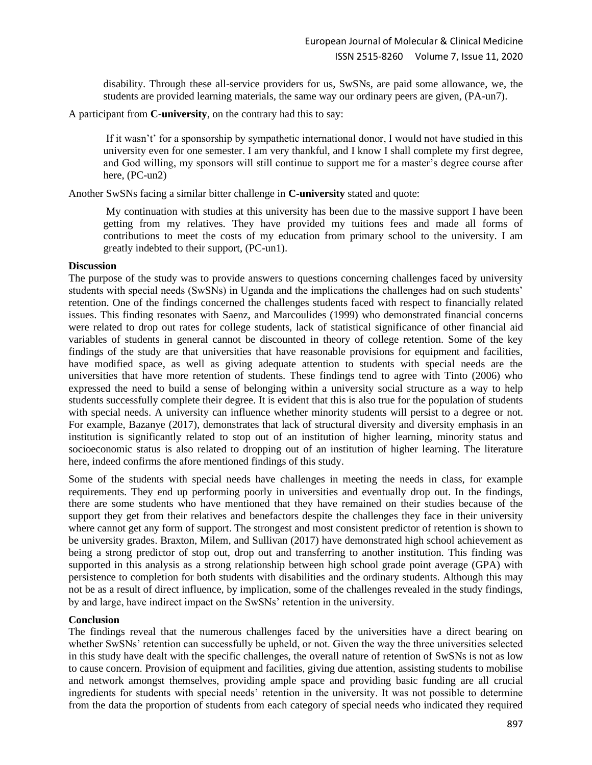> disability. Through these all-service providers for us, SwSNs, are paid some allowance, we, the students are provided learning materials, the same way our ordinary peers are given, (PA-un7).

A participant from **C-university**, on the contrary had this to say:

> If it wasn't' for a sponsorship by sympathetic international donor, I would not have studied in this university even for one semester. I am very thankful, and I know I shall complete my first degree, and God willing, my sponsors will still continue to support me for a master's degree course after here, (PC-un2)

Another SwSNs facing a similar bitter challenge in **C-university** stated and quote:

> My continuation with studies at this university has been due to the massive support I have been getting from my relatives. They have provided my tuitions fees and made all forms of contributions to meet the costs of my education from primary school to the university. I am greatly indebted to their support, (PC-un1).

**Discussion**

The purpose of the study was to provide answers to questions concerning challenges faced by university students with special needs (SwSNs) in Uganda and the implications the challenges had on such students' retention. One of the findings concerned the challenges students faced with respect to financially related issues. This finding resonates with Saenz, and Marcoulides (1999) who demonstrated financial concerns were related to drop out rates for college students, lack of statistical significance of other financial aid variables of students in general cannot be discounted in theory of college retention. Some of the key findings of the study are that universities that have reasonable provisions for equipment and facilities, have modified space, as well as giving adequate attention to students with special needs are the universities that have more retention of students. These findings tend to agree with Tinto (2006) who expressed the need to build a sense of belonging within a university social structure as a way to help students successfully complete their degree. It is evident that this is also true for the population of students with special needs. A university can influence whether minority students will persist to a degree or not. For example, Bazanye (2017), demonstrates that lack of structural diversity and diversity emphasis in an institution is significantly related to stop out of an institution of higher learning, minority status and socioeconomic status is also related to dropping out of an institution of higher learning. The literature here, indeed confirms the afore mentioned findings of this study.

Some of the students with special needs have challenges in meeting the needs in class, for example requirements. They end up performing poorly in universities and eventually drop out. In the findings, there are some students who have mentioned that they have remained on their studies because of the support they get from their relatives and benefactors despite the challenges they face in their university where cannot get any form of support. The strongest and most consistent predictor of retention is shown to be university grades. Braxton, Milem, and Sullivan (2017) have demonstrated high school achievement as being a strong predictor of stop out, drop out and transferring to another institution. This finding was supported in this analysis as a strong relationship between high school grade point average (GPA) with persistence to completion for both students with disabilities and the ordinary students. Although this may not be as a result of direct influence, by implication, some of the challenges revealed in the study findings, by and large, have indirect impact on the SwSNs' retention in the university.

**Conclusion**

The findings reveal that the numerous challenges faced by the universities have a direct bearing on whether SwSNs' retention can successfully be upheld, or not. Given the way the three universities selected in this study have dealt with the specific challenges, the overall nature of retention of SwSNs is not as low to cause concern. Provision of equipment and facilities, giving due attention, assisting students to mobilise and network amongst themselves, providing ample space and providing basic funding are all crucial ingredients for students with special needs' retention in the university. It was not possible to determine from the data the proportion of students from each category of special needs who indicated they required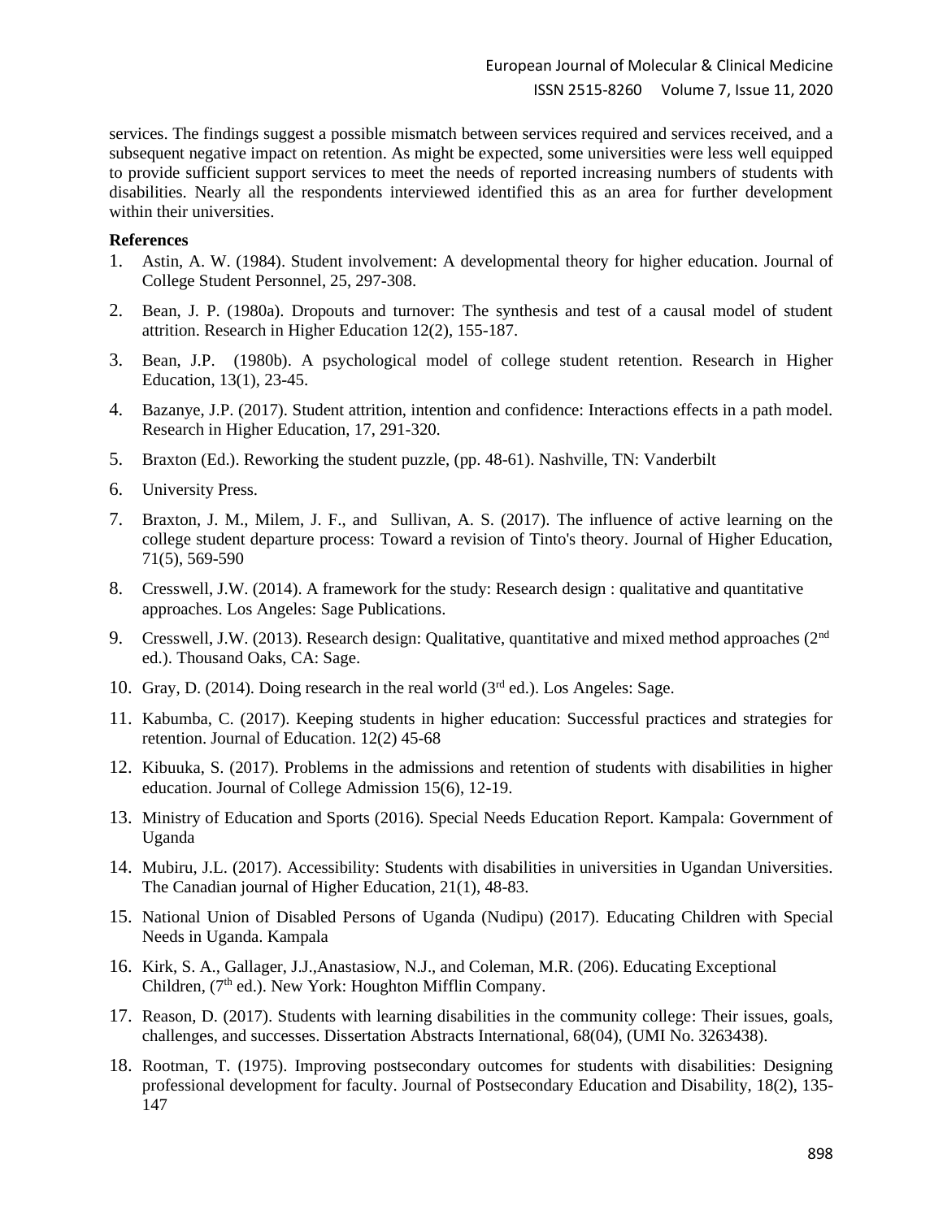services. The findings suggest a possible mismatch between services required and services received, and a subsequent negative impact on retention. As might be expected, some universities were less well equipped to provide sufficient support services to meet the needs of reported increasing numbers of students with disabilities. Nearly all the respondents interviewed identified this as an area for further development within their universities.

**References**

1. Astin, A. W. (1984). Student involvement: A developmental theory for higher education. Journal of College Student Personnel, 25, 297-308.
2. Bean, J. P. (1980a). Dropouts and turnover: The synthesis and test of a causal model of student attrition. Research in Higher Education 12(2), 155-187.
3. Bean, J.P. (1980b). A psychological model of college student retention. Research in Higher Education, 13(1), 23-45.
4. Bazanye, J.P. (2017). Student attrition, intention and confidence: Interactions effects in a path model. Research in Higher Education, 17, 291-320.
5. Braxton (Ed.). Reworking the student puzzle, (pp. 48-61). Nashville, TN: Vanderbilt
6. University Press.
7. Braxton, J. M., Milem, J. F., and Sullivan, A. S. (2017). The influence of active learning on the college student departure process: Toward a revision of Tinto's theory. Journal of Higher Education, 71(5), 569-590
8. Cresswell, J.W. (2014). A framework for the study: Research design : qualitative and quantitative approaches. Los Angeles: Sage Publications.
9. Cresswell, J.W. (2013). Research design: Qualitative, quantitative and mixed method approaches (2nd ed.). Thousand Oaks, CA: Sage.
10. Gray, D. (2014). Doing research in the real world (3rd ed.). Los Angeles: Sage.
11. Kabumba, C. (2017). Keeping students in higher education: Successful practices and strategies for retention. Journal of Education. 12(2) 45-68
12. Kibuuka, S. (2017). Problems in the admissions and retention of students with disabilities in higher education. Journal of College Admission 15(6), 12-19.
13. Ministry of Education and Sports (2016). Special Needs Education Report. Kampala: Government of Uganda
14. Mubiru, J.L. (2017). Accessibility: Students with disabilities in universities in Ugandan Universities. The Canadian journal of Higher Education, 21(1), 48-83.
15. National Union of Disabled Persons of Uganda (Nudipu) (2017). Educating Children with Special Needs in Uganda. Kampala
16. Kirk, S. A., Gallager, J.J.,Anastasiow, N.J., and Coleman, M.R. (206). Educating Exceptional Children, (7th ed.). New York: Houghton Mifflin Company.
17. Reason, D. (2017). Students with learning disabilities in the community college: Their issues, goals, challenges, and successes. Dissertation Abstracts International, 68(04), (UMI No. 3263438).
18. Rootman, T. (1975). Improving postsecondary outcomes for students with disabilities: Designing professional development for faculty. Journal of Postsecondary Education and Disability, 18(2), 135-147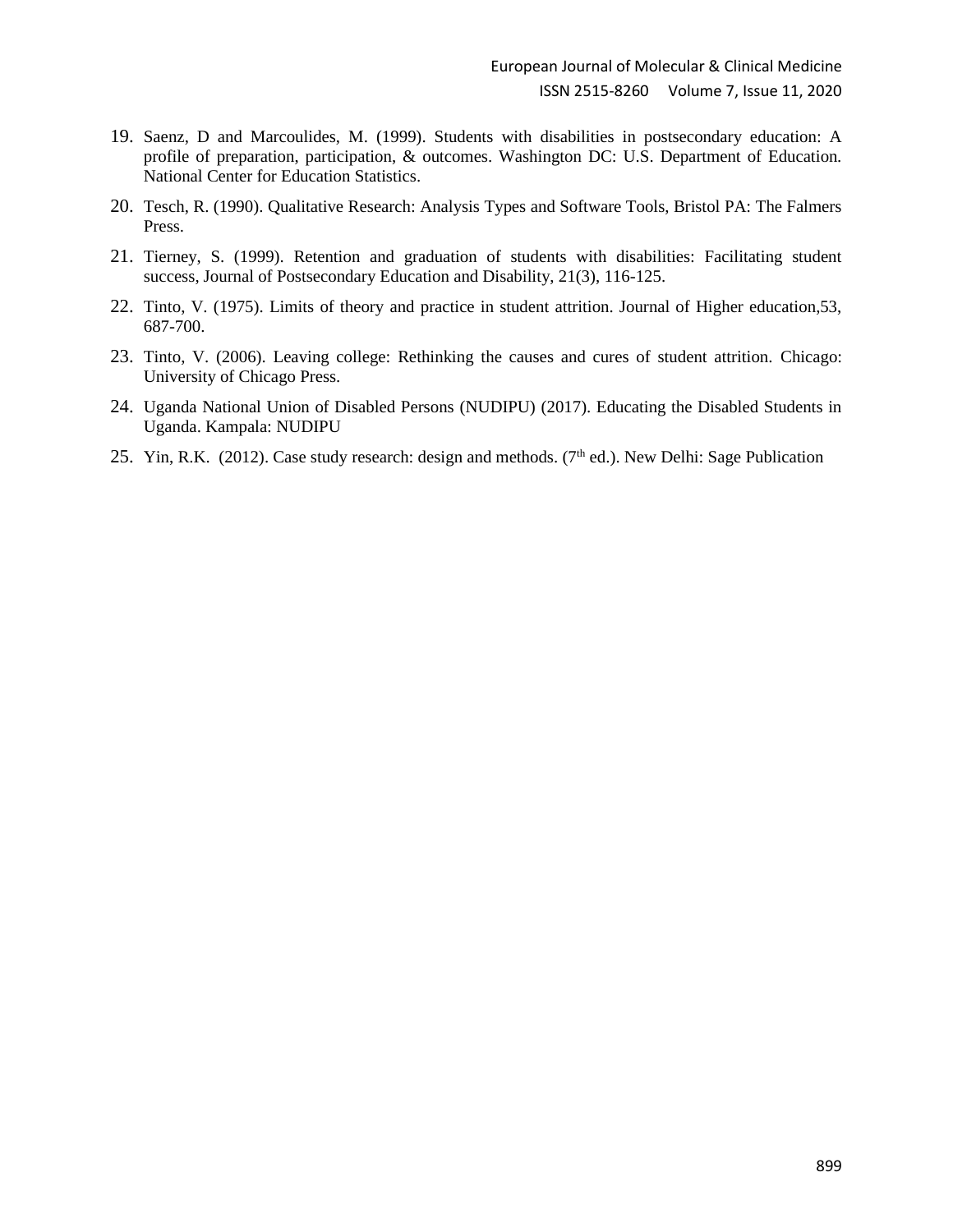19. Saenz, D and Marcoulides, M. (1999). Students with disabilities in postsecondary education: A profile of preparation, participation, & outcomes. Washington DC: U.S. Department of Education. National Center for Education Statistics.
20. Tesch, R. (1990). Qualitative Research: Analysis Types and Software Tools, Bristol PA: The Falmers Press.
21. Tierney, S. (1999). Retention and graduation of students with disabilities: Facilitating student success, Journal of Postsecondary Education and Disability, 21(3), 116-125.
22. Tinto, V. (1975). Limits of theory and practice in student attrition. Journal of Higher education,53, 687-700.
23. Tinto, V. (2006). Leaving college: Rethinking the causes and cures of student attrition. Chicago: University of Chicago Press.
24. Uganda National Union of Disabled Persons (NUDIPU) (2017). Educating the Disabled Students in Uganda. Kampala: NUDIPU
25. Yin, R.K. (2012). Case study research: design and methods. (7th ed.). New Delhi: Sage Publication